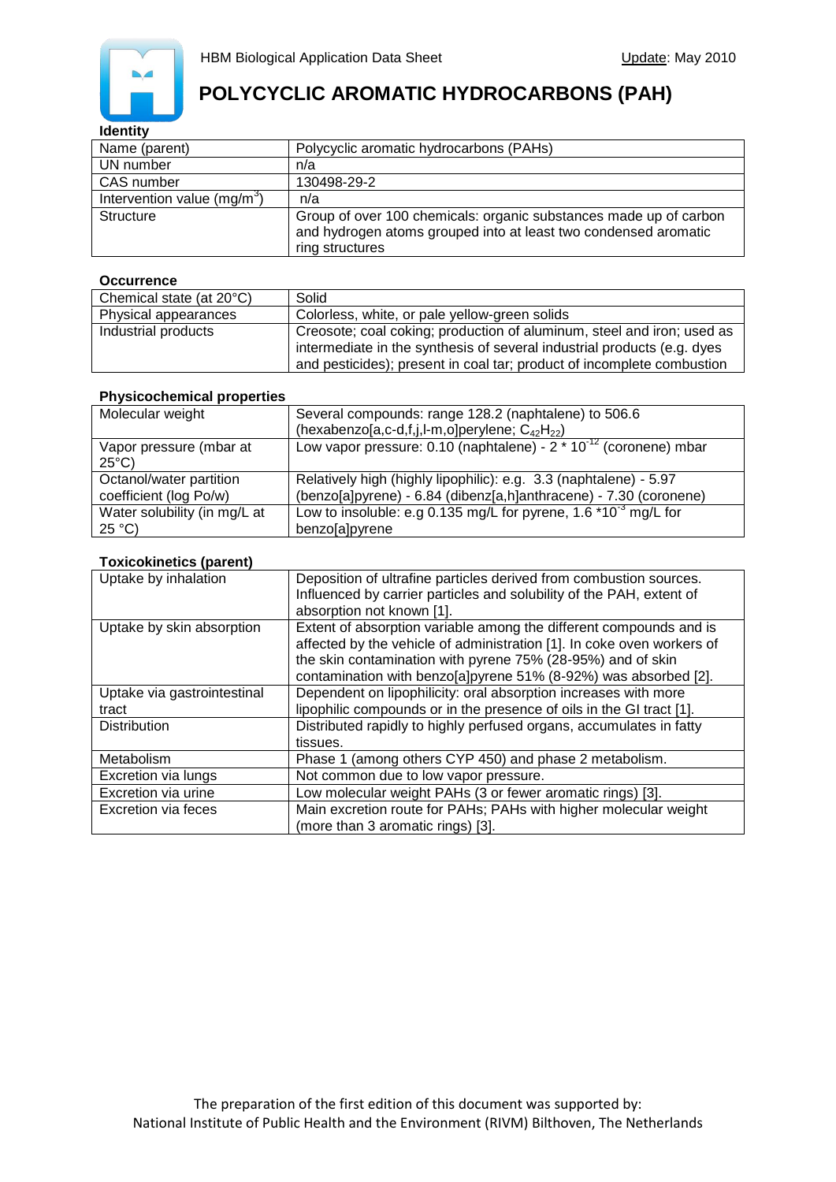HBM Biological Application Data Sheet

Update: May 2010

# POLYCYCLIC AROMATIC HYDROCARBONS (PAH)

**Identity**

| Name (parent) | Polycyclic aromatic hydrocarbons (PAHs) |
|---|---|
| UN number | n/a |
| CAS number | 130498-29-2 |
| Intervention value ($mg/m^3$) | n/a |
| Structure | Group of over 100 chemicals: organic substances made up of carbon and hydrogen atoms grouped into at least two condensed aromatic ring structures |

**Occurrence**

| Chemical state (at 20°C) | Solid |
|---|---|
| Physical appearances | Colorless, white, or pale yellow-green solids |
| Industrial products | Creosote; coal coking; production of aluminum, steel and iron; used as intermediate in the synthesis of several industrial products (e.g. dyes and pesticides); present in coal tar; product of incomplete combustion |

**Physicochemical properties**

| Molecular weight | Several compounds: range 128.2 (naphtalene) to 506.6 (hexabenzo[a,c-d,f,j,l-m,o]perylene; $C_{42}H_{22}$) |
|---|---|
| Vapor pressure (mbar at 25°C) | Low vapor pressure: 0.10 (naphtalene) - $2 * 10^{-12}$ (coronene) mbar |
| Octanol/water partition coefficient (log Po/w) | Relatively high (highly lipophilic): e.g. 3.3 (naphtalene) - 5.97 (benzo[a]pyrene) - 6.84 (dibenz[a,h]anthracene) - 7.30 (coronene) |
| Water solubility (in mg/L at 25 °C) | Low to insoluble: e.g 0.135 mg/L for pyrene, $1.6 * 10^{-3}$ mg/L for benzo[a]pyrene |

**Toxicokinetics (parent)**

| Uptake by inhalation | Deposition of ultrafine particles derived from combustion sources. Influenced by carrier particles and solubility of the PAH, extent of absorption not known [1]. |
|---|---|
| Uptake by skin absorption | Extent of absorption variable among the different compounds and is affected by the vehicle of administration [1]. In coke oven workers of the skin contamination with pyrene 75% (28-95%) and of skin contamination with benzo[a]pyrene 51% (8-92%) was absorbed [2]. |
| Uptake via gastrointestinal tract | Dependent on lipophilicity: oral absorption increases with more lipophilic compounds or in the presence of oils in the GI tract [1]. |
| Distribution | Distributed rapidly to highly perfused organs, accumulates in fatty tissues. |
| Metabolism | Phase 1 (among others CYP 450) and phase 2 metabolism. |
| Excretion via lungs | Not common due to low vapor pressure. |
| Excretion via urine | Low molecular weight PAHs (3 or fewer aromatic rings) [3]. |
| Excretion via feces | Main excretion route for PAHs; PAHs with higher molecular weight (more than 3 aromatic rings) [3]. |

The preparation of the first edition of this document was supported by:
National Institute of Public Health and the Environment (RIVM) Bilthoven, The Netherlands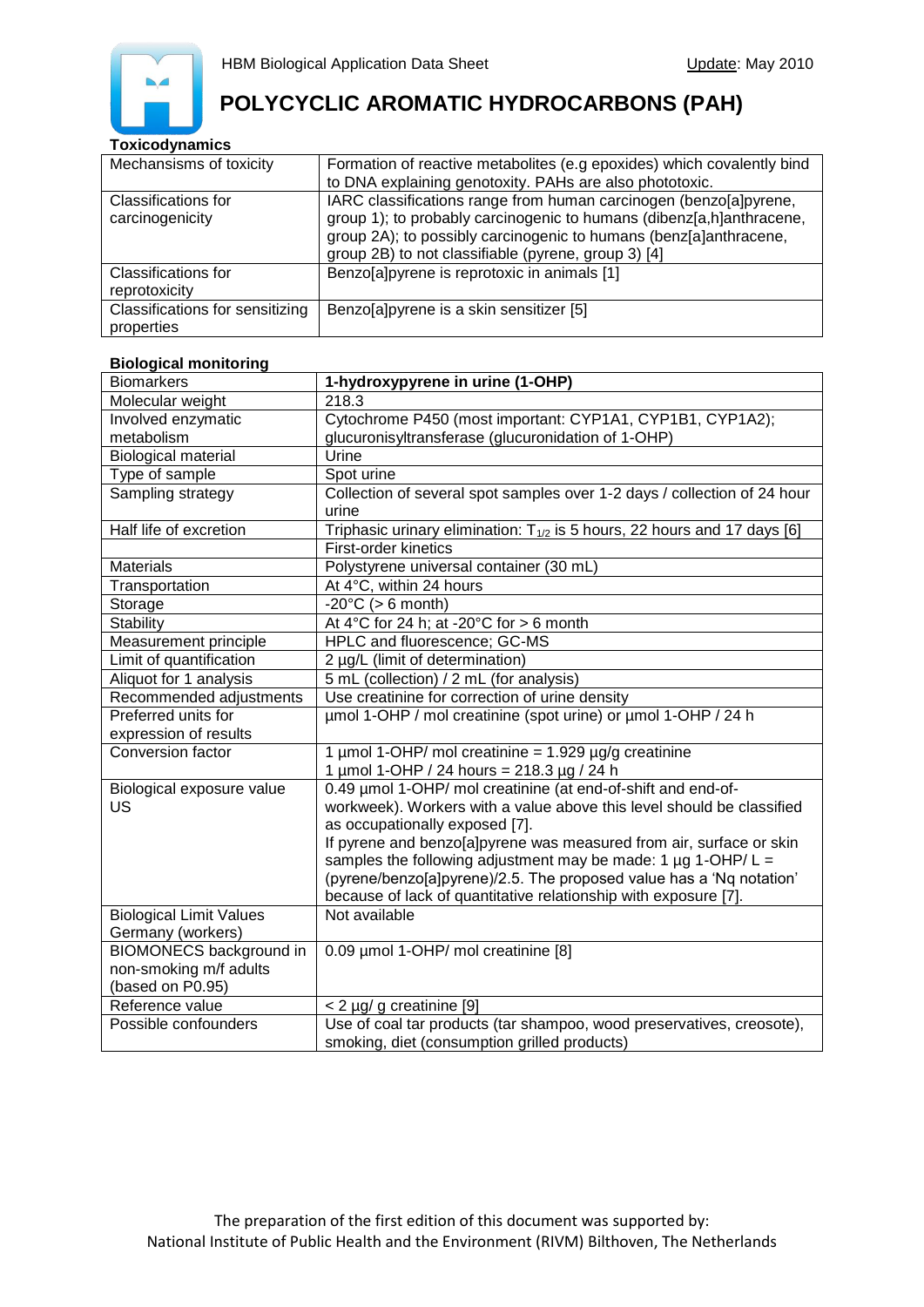# POLYCYCLIC AROMATIC HYDROCARBONS (PAH)

### Toxicodynamics

| | |
|---|---|
| Mechansisms of toxicity | Formation of reactive metabolites (e.g epoxides) which covalently bind to DNA explaining genotoxity. PAHs are also phototoxic. |
| Classifications for carcinogenicity | IARC classifications range from human carcinogen (benzo[a]pyrene, group 1); to probably carcinogenic to humans (dibenz[a,h]anthracene, group 2A); to possibly carcinogenic to humans (benz[a]anthracene, group 2B) to not classifiable (pyrene, group 3) [4] |
| Classifications for reprotoxicity | Benzo[a]pyrene is reprotoxic in animals [1] |
| Classifications for sensitizing properties | Benzo[a]pyrene is a skin sensitizer [5] |

### Biological monitoring

| Biomarkers | **1-hydroxypyrene in urine (1-OHP)** |
|---|---|
| Molecular weight | 218.3 |
| Involved enzymatic metabolism | Cytochrome P450 (most important: CYP1A1, CYP1B1, CYP1A2); glucuronisyltransferase (glucuronidation of 1-OHP) |
| Biological material | Urine |
| Type of sample | Spot urine |
| Sampling strategy | Collection of several spot samples over 1-2 days / collection of 24 hour urine |
| Half life of excretion | Triphasic urinary elimination: $T_{1/2}$ is 5 hours, 22 hours and 17 days [6] |
| | First-order kinetics |
| Materials | Polystyrene universal container (30 mL) |
| Transportation | At 4°C, within 24 hours |
| Storage | -20°C (> 6 month) |
| Stability | At 4°C for 24 h; at -20°C for > 6 month |
| Measurement principle | HPLC and fluorescence; GC-MS |
| Limit of quantification | 2 µg/L (limit of determination) |
| Aliquot for 1 analysis | 5 mL (collection) / 2 mL (for analysis) |
| Recommended adjustments | Use creatinine for correction of urine density |
| Preferred units for expression of results | µmol 1-OHP / mol creatinine (spot urine) or µmol 1-OHP / 24 h |
| Conversion factor | 1 µmol 1-OHP/ mol creatinine = 1.929 µg/g creatinine<br>1 µmol 1-OHP / 24 hours = 218.3 µg / 24 h |
| Biological exposure value US | 0.49 µmol 1-OHP/ mol creatinine (at end-of-shift and end-of-workweek). Workers with a value above this level should be classified as occupationally exposed [7].<br>If pyrene and benzo[a]pyrene was measured from air, surface or skin samples the following adjustment may be made: 1 µg 1-OHP/ L = (pyrene/benzo[a]pyrene)/2.5. The proposed value has a 'Nq notation' because of lack of quantitative relationship with exposure [7]. |
| Biological Limit Values Germany (workers) | Not available |
| BIOMONECS background in non-smoking m/f adults (based on P0.95) | 0.09 µmol 1-OHP/ mol creatinine [8] |
| Reference value | < 2 µg/ g creatinine [9] |
| Possible confounders | Use of coal tar products (tar shampoo, wood preservatives, creosote), smoking, diet (consumption grilled products) |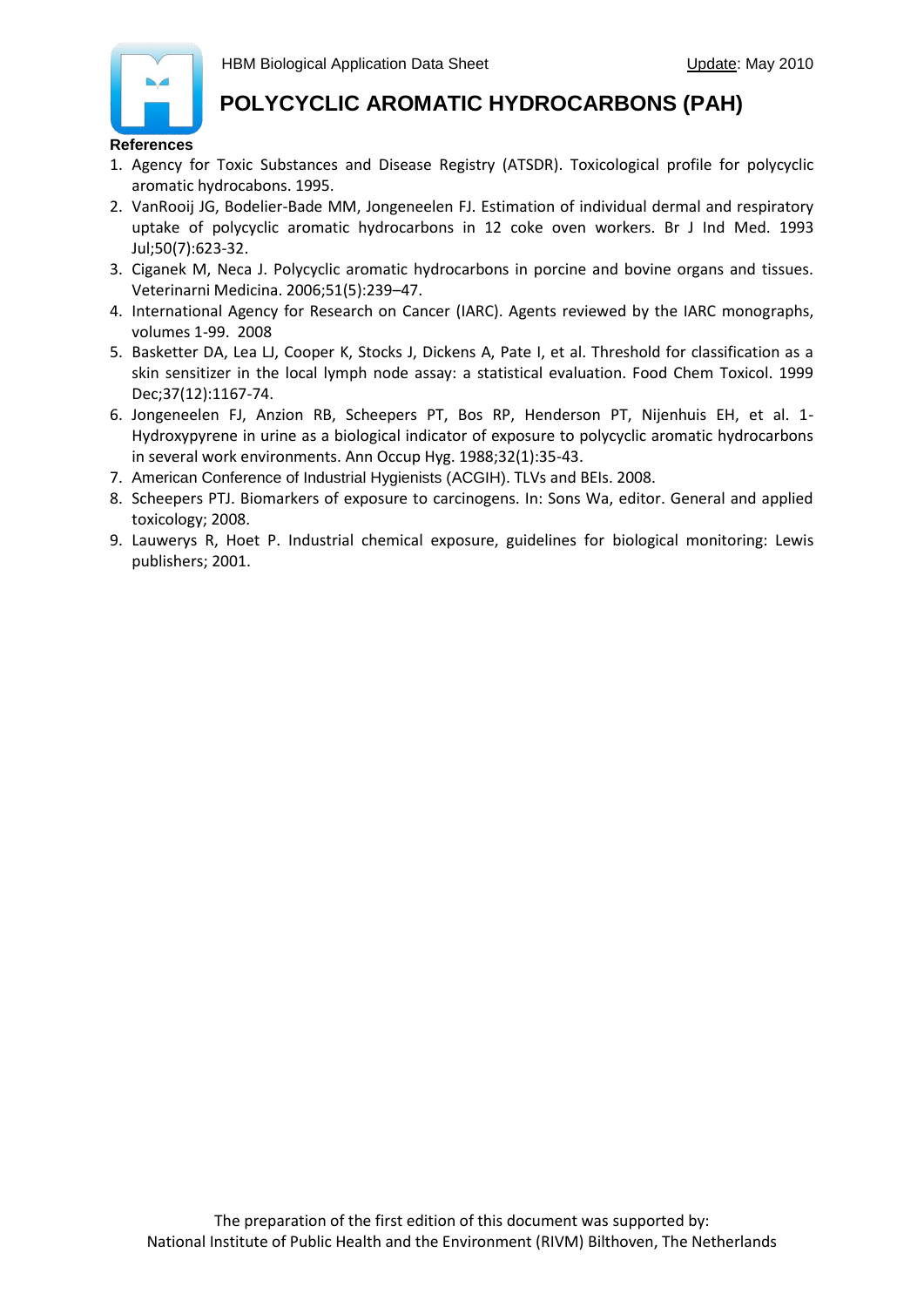# POLYCYCLIC AROMATIC HYDROCARBONS (PAH)

**References**

1. Agency for Toxic Substances and Disease Registry (ATSDR). Toxicological profile for polycyclic aromatic hydrocabons. 1995.
2. VanRooij JG, Bodelier-Bade MM, Jongeneelen FJ. Estimation of individual dermal and respiratory uptake of polycyclic aromatic hydrocarbons in 12 coke oven workers. Br J Ind Med. 1993 Jul;50(7):623-32.
3. Ciganek M, Neca J. Polycyclic aromatic hydrocarbons in porcine and bovine organs and tissues. Veterinarni Medicina. 2006;51(5):239–47.
4. International Agency for Research on Cancer (IARC). Agents reviewed by the IARC monographs, volumes 1-99. 2008
5. Basketter DA, Lea LJ, Cooper K, Stocks J, Dickens A, Pate I, et al. Threshold for classification as a skin sensitizer in the local lymph node assay: a statistical evaluation. Food Chem Toxicol. 1999 Dec;37(12):1167-74.
6. Jongeneelen FJ, Anzion RB, Scheepers PT, Bos RP, Henderson PT, Nijenhuis EH, et al. 1-Hydroxypyrene in urine as a biological indicator of exposure to polycyclic aromatic hydrocarbons in several work environments. Ann Occup Hyg. 1988;32(1):35-43.
7. American Conference of Industrial Hygienists (ACGIH). TLVs and BEIs. 2008.
8. Scheepers PTJ. Biomarkers of exposure to carcinogens. In: Sons Wa, editor. General and applied toxicology; 2008.
9. Lauwerys R, Hoet P. Industrial chemical exposure, guidelines for biological monitoring: Lewis publishers; 2001.

The preparation of the first edition of this document was supported by:
National Institute of Public Health and the Environment (RIVM) Bilthoven, The Netherlands